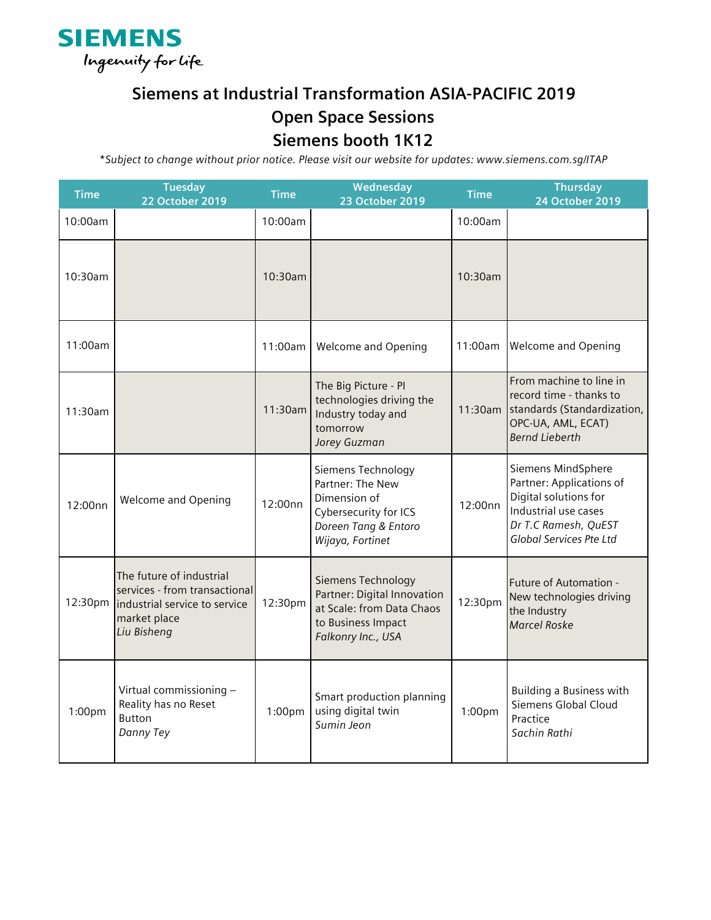SIEMENS

*Ingenuity for life*

# Siemens at Industrial Transformation ASIA-PACIFIC 2019
## Open Space Sessions
## Siemens booth 1K12

*\*Subject to change without prior notice. Please visit our website for updates: www.siemens.com.sg/ITAP*

| Time | Tuesday 22 October 2019 | Time | Wednesday 23 October 2019 | Time | Thursday 24 October 2019 |
|---|---|---|---|---|---|
| 10:00am | | 10:00am | | 10:00am | |
| 10:30am | | 10:30am | | 10:30am | |
| 11:00am | | 11:00am | Welcome and Opening | 11:00am | Welcome and Opening |
| 11:30am | | 11:30am | The Big Picture - PI technologies driving the Industry today and tomorrow *Jorey Guzman* | 11:30am | From machine to line in record time - thanks to standards (Standardization, OPC-UA, AML, ECAT) *Bernd Lieberth* |
| 12:00nn | Welcome and Opening | 12:00nn | Siemens Technology Partner: The New Dimension of Cybersecurity for ICS *Doreen Tang & Entoro Wijaya, Fortinet* | 12:00nn | Siemens MindSphere Partner: Applications of Digital solutions for Industrial use cases *Dr T.C Ramesh, QuEST Global Services Pte Ltd* |
| 12:30pm | The future of industrial services - from transactional industrial service to service market place *Liu Bisheng* | 12:30pm | Siemens Technology Partner: Digital Innovation at Scale: from Data Chaos to Business Impact *Falkonry Inc., USA* | 12:30pm | Future of Automation - New technologies driving the Industry *Marcel Roske* |
| 1:00pm | Virtual commissioning – Reality has no Reset Button *Danny Tey* | 1:00pm | Smart production planning using digital twin *Sumin Jeon* | 1:00pm | Building a Business with Siemens Global Cloud Practice *Sachin Rathi* |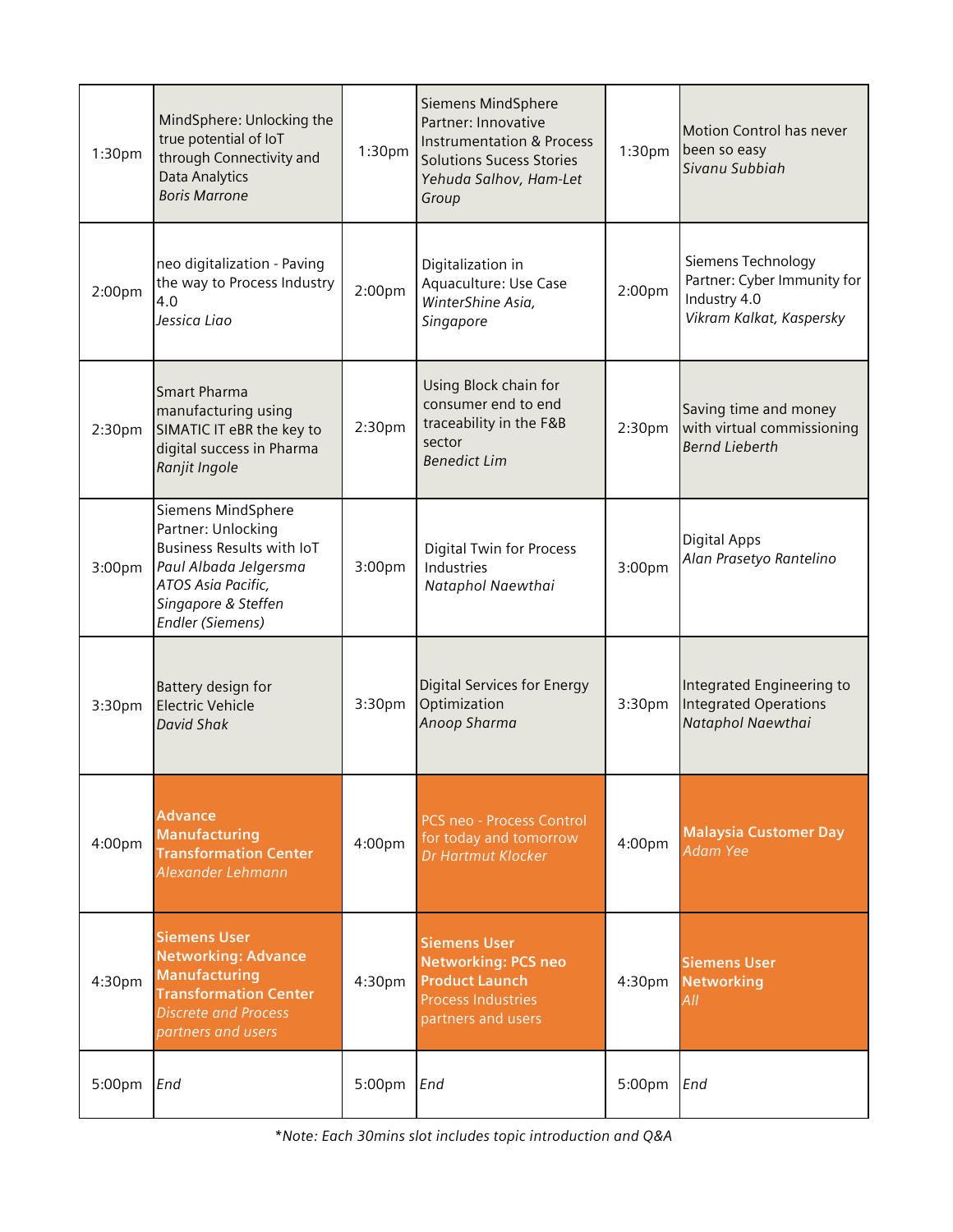| | | | | | |
|---|---|---|---|---|---|
| 1:30pm | MindSphere: Unlocking the true potential of IoT through Connectivity and Data Analytics<br>*Boris Marrone* | 1:30pm | Siemens MindSphere Partner: Innovative Instrumentation & Process Solutions Sucess Stories<br>*Yehuda Salhov, Ham-Let Group* | 1:30pm | Motion Control has never been so easy<br>*Sivanu Subbiah* |
| 2:00pm | neo digitalization - Paving the way to Process Industry 4.0<br>*Jessica Liao* | 2:00pm | Digitalization in Aquaculture: Use Case<br>*WinterShine Asia, Singapore* | 2:00pm | Siemens Technology Partner: Cyber Immunity for Industry 4.0<br>*Vikram Kalkat, Kaspersky* |
| 2:30pm | Smart Pharma manufacturing using SIMATIC IT eBR the key to digital success in Pharma<br>*Ranjit Ingole* | 2:30pm | Using Block chain for consumer end to end traceability in the F&B sector<br>*Benedict Lim* | 2:30pm | Saving time and money with virtual commissioning<br>*Bernd Lieberth* |
| 3:00pm | Siemens MindSphere Partner: Unlocking Business Results with IoT<br>*Paul Albada Jelgersma ATOS Asia Pacific, Singapore & Steffen Endler (Siemens)* | 3:00pm | Digital Twin for Process Industries<br>*Nataphol Naewthai* | 3:00pm | Digital Apps<br>*Alan Prasetyo Rantelino* |
| 3:30pm | Battery design for Electric Vehicle<br>*David Shak* | 3:30pm | Digital Services for Energy Optimization<br>*Anoop Sharma* | 3:30pm | Integrated Engineering to Integrated Operations<br>*Nataphol Naewthai* |
| 4:00pm | **Advance Manufacturing Transformation Center**<br>*Alexander Lehmann* | 4:00pm | PCS neo - Process Control for today and tomorrow<br>*Dr Hartmut Klocker* | 4:00pm | **Malaysia Customer Day**<br>*Adam Yee* |
| 4:30pm | **Siemens User Networking: Advance Manufacturing Transformation Center**<br>*Discrete and Process partners and users* | 4:30pm | **Siemens User Networking: PCS neo Product Launch**<br>Process Industries partners and users | 4:30pm | **Siemens User Networking**<br>*All* |
| 5:00pm | *End* | 5:00pm | *End* | 5:00pm | *End* |

*\*Note: Each 30mins slot includes topic introduction and Q&A*